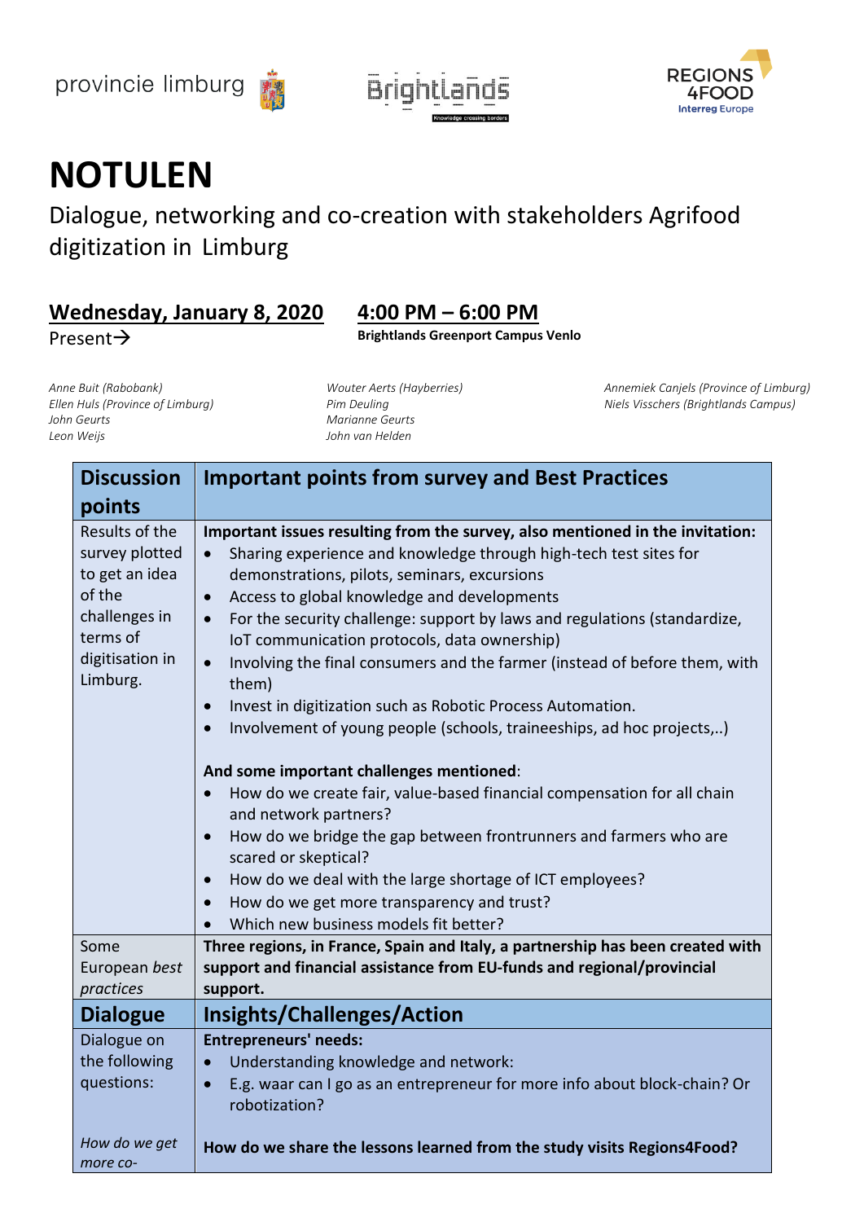provincie limburg

Brightlands
Knowledge crossing borders

REGIONS 4FOOD
Interreg Europe

# NOTULEN

Dialogue, networking and co-creation with stakeholders Agrifood digitization in Limburg

## Wednesday, January 8, 2020 4:00 PM – 6:00 PM

Present→

**Brightlands Greenport Campus Venlo**

*Anne Buit (Rabobank)*
*Ellen Huls (Province of Limburg)*
*John Geurts*
*Leon Weijs*
*Wouter Aerts (Hayberries)*
*Pim Deuling*
*Marianne Geurts*
*John van Helden*
*Annemiek Canjels (Province of Limburg)*
*Niels Visschers (Brightlands Campus)*

| **Discussion points** | **Important points from survey and Best Practices** |
|---|---|
| Results of the survey plotted to get an idea of the challenges in terms of digitisation in Limburg. | **Important issues resulting from the survey, also mentioned in the invitation:**<br>• Sharing experience and knowledge through high-tech test sites for demonstrations, pilots, seminars, excursions<br>• Access to global knowledge and developments<br>• For the security challenge: support by laws and regulations (standardize, IoT communication protocols, data ownership)<br>• Involving the final consumers and the farmer (instead of before them, with them)<br>• Invest in digitization such as Robotic Process Automation.<br>• Involvement of young people (schools, traineeships, ad hoc projects,..)<br><br>**And some important challenges mentioned**:<br>• How do we create fair, value-based financial compensation for all chain and network partners?<br>• How do we bridge the gap between frontrunners and farmers who are scared or skeptical?<br>• How do we deal with the large shortage of ICT employees?<br>• How do we get more transparency and trust?<br>• Which new business models fit better? |
| Some European *best practices* | **Three regions, in France, Spain and Italy, a partnership has been created with support and financial assistance from EU-funds and regional/provincial support.** |
| **Dialogue** | **Insights/Challenges/Action** |
| Dialogue on the following questions:<br><br>*How do we get more co-* | **Entrepreneurs' needs:**<br>• Understanding knowledge and network:<br>• E.g. waar can I go as an entrepreneur for more info about block-chain? Or robotization?<br><br>**How do we share the lessons learned from the study visits Regions4Food?** |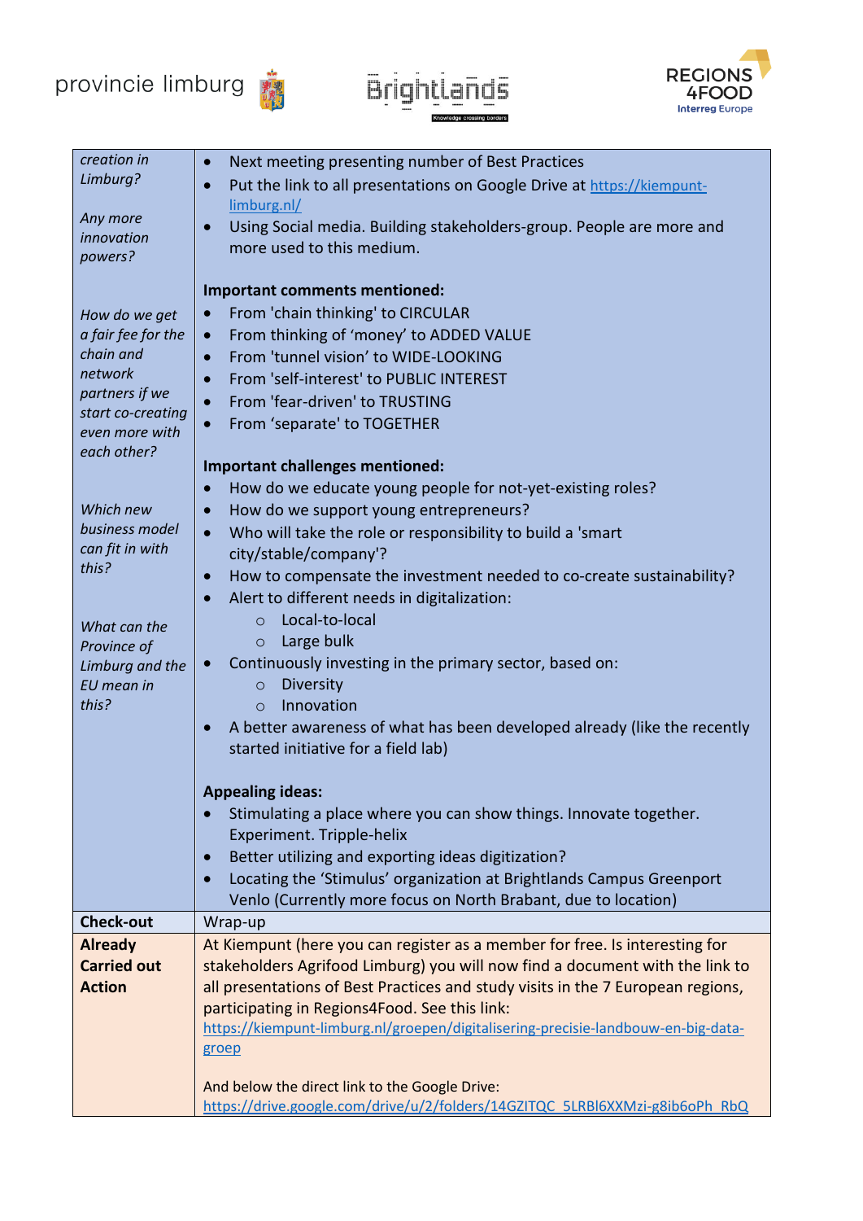| | |
|---|---|
| *creation in Limburg?*<br><br>*Any more innovation powers?*<br><br>*How do we get a fair fee for the chain and network partners if we start co-creating even more with each other?*<br><br>*Which new business model can fit in with this?*<br><br>*What can the Province of Limburg and the EU mean in this?* | • Next meeting presenting number of Best Practices<br>• Put the link to all presentations on Google Drive at https://kiempunt-limburg.nl/<br>• Using Social media. Building stakeholders-group. People are more and more used to this medium.<br><br>**Important comments mentioned:**<br>• From 'chain thinking' to CIRCULAR<br>• From thinking of 'money' to ADDED VALUE<br>• From 'tunnel vision' to WIDE-LOOKING<br>• From 'self-interest' to PUBLIC INTEREST<br>• From 'fear-driven' to TRUSTING<br>• From 'separate' to TOGETHER<br><br>**Important challenges mentioned:**<br>• How do we educate young people for not-yet-existing roles?<br>• How do we support young entrepreneurs?<br>• Who will take the role or responsibility to build a 'smart city/stable/company'?<br>• How to compensate the investment needed to co-create sustainability?<br>• Alert to different needs in digitalization:<br>  ○ Local-to-local<br>  ○ Large bulk<br>• Continuously investing in the primary sector, based on:<br>  ○ Diversity<br>  ○ Innovation<br>• A better awareness of what has been developed already (like the recently started initiative for a field lab)<br><br>**Appealing ideas:**<br>• Stimulating a place where you can show things. Innovate together. Experiment. Tripple-helix<br>• Better utilizing and exporting ideas digitization?<br>• Locating the 'Stimulus' organization at Brightlands Campus Greenport Venlo (Currently more focus on North Brabant, due to location) |
| **Check-out** | Wrap-up |
| **Already Carried out Action** | At Kiempunt (here you can register as a member for free. Is interesting for stakeholders Agrifood Limburg) you will now find a document with the link to all presentations of Best Practices and study visits in the 7 European regions, participating in Regions4Food. See this link: https://kiempunt-limburg.nl/groepen/digitalisering-precisie-landbouw-en-big-data-groep<br><br>And below the direct link to the Google Drive: https://drive.google.com/drive/u/2/folders/14GZITQC_5LRBl6XXMzi-g8ib6oPh_RbQ |